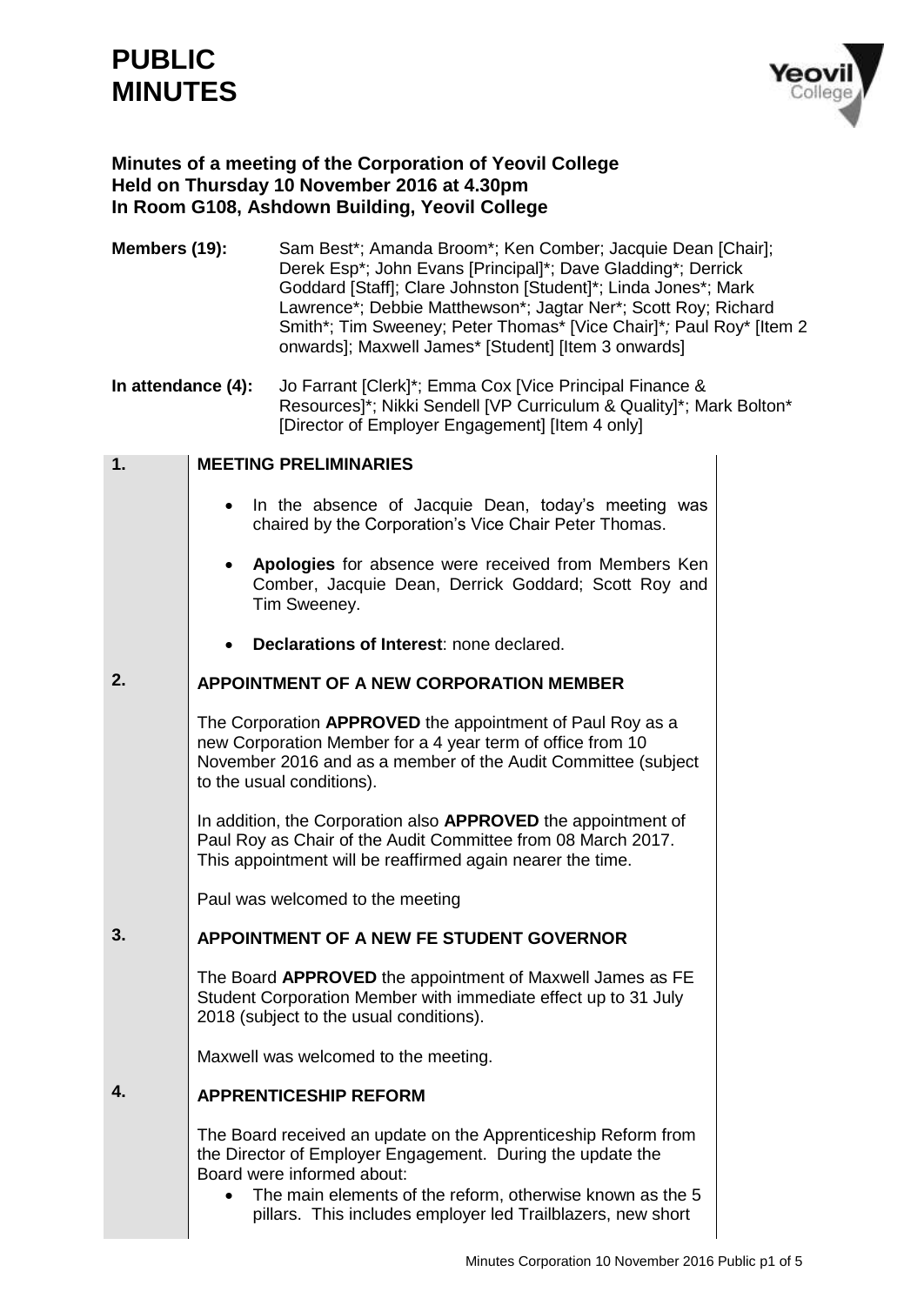# PUBLIC MINUTES

**Minutes of a meeting of the Corporation of Yeovil College**
**Held on Thursday 10 November 2016 at 4.30pm**
**In Room G108, Ashdown Building, Yeovil College**

**Members (19):** Sam Best*; Amanda Broom*; Ken Comber; Jacquie Dean [Chair]; Derek Esp*; John Evans [Principal]*; Dave Gladding*; Derrick Goddard [Staff]; Clare Johnston [Student]*; Linda Jones*; Mark Lawrence*; Debbie Matthewson*; Jagtar Ner*; Scott Roy; Richard Smith*; Tim Sweeney; Peter Thomas* [Vice Chair]*; Paul Roy* [Item 2 onwards]; Maxwell James* [Student] [Item 3 onwards]

**In attendance (4):** Jo Farrant [Clerk]*; Emma Cox [Vice Principal Finance & Resources]*; Nikki Sendell [VP Curriculum & Quality]*; Mark Bolton* [Director of Employer Engagement] [Item 4 only]

## 1. MEETING PRELIMINARIES

- In the absence of Jacquie Dean, today's meeting was chaired by the Corporation's Vice Chair Peter Thomas.
- **Apologies** for absence were received from Members Ken Comber, Jacquie Dean, Derrick Goddard; Scott Roy and Tim Sweeney.
- **Declarations of Interest**: none declared.

## 2. APPOINTMENT OF A NEW CORPORATION MEMBER

The Corporation **APPROVED** the appointment of Paul Roy as a new Corporation Member for a 4 year term of office from 10 November 2016 and as a member of the Audit Committee (subject to the usual conditions).

In addition, the Corporation also **APPROVED** the appointment of Paul Roy as Chair of the Audit Committee from 08 March 2017. This appointment will be reaffirmed again nearer the time.

Paul was welcomed to the meeting

## 3. APPOINTMENT OF A NEW FE STUDENT GOVERNOR

The Board **APPROVED** the appointment of Maxwell James as FE Student Corporation Member with immediate effect up to 31 July 2018 (subject to the usual conditions).

Maxwell was welcomed to the meeting.

## 4. APPRENTICESHIP REFORM

The Board received an update on the Apprenticeship Reform from the Director of Employer Engagement. During the update the Board were informed about:

- The main elements of the reform, otherwise known as the 5 pillars. This includes employer led Trailblazers, new short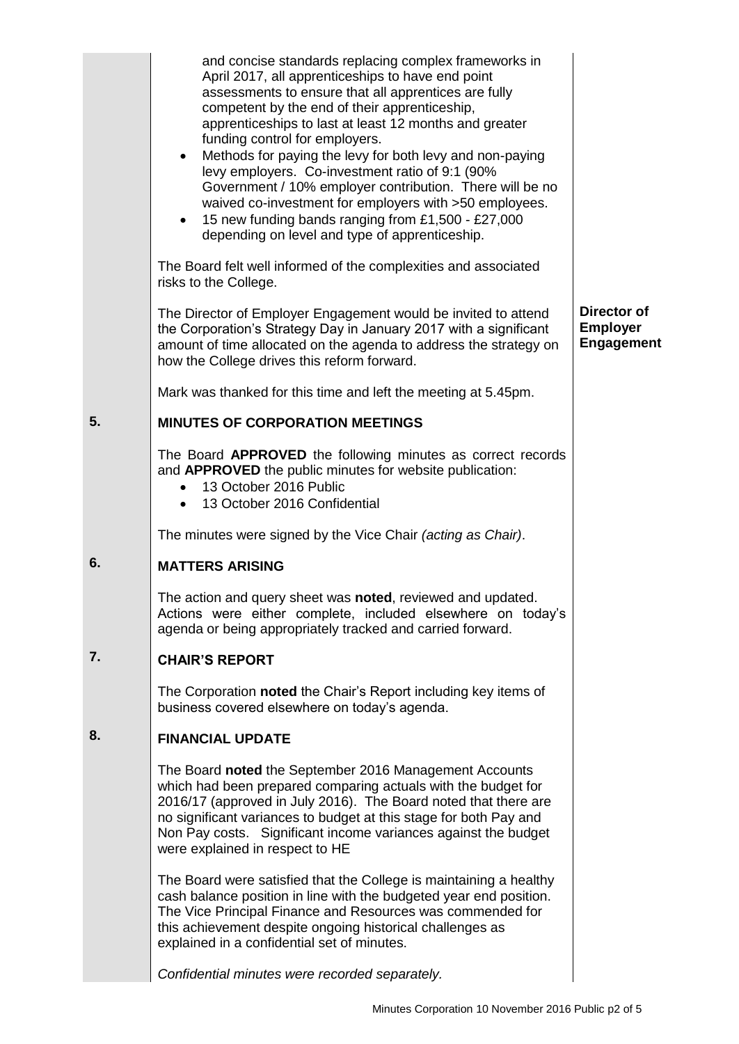and concise standards replacing complex frameworks in April 2017, all apprenticeships to have end point assessments to ensure that all apprentices are fully competent by the end of their apprenticeship, apprenticeships to last at least 12 months and greater funding control for employers.

- Methods for paying the levy for both levy and non-paying levy employers. Co-investment ratio of 9:1 (90% Government / 10% employer contribution. There will be no waived co-investment for employers with >50 employees.
- 15 new funding bands ranging from £1,500 - £27,000 depending on level and type of apprenticeship.

The Board felt well informed of the complexities and associated risks to the College.

The Director of Employer Engagement would be invited to attend the Corporation's Strategy Day in January 2017 with a significant amount of time allocated on the agenda to address the strategy on how the College drives this reform forward. — **Director of Employer Engagement**

Mark was thanked for this time and left the meeting at 5.45pm.

## 5. MINUTES OF CORPORATION MEETINGS

The Board **APPROVED** the following minutes as correct records and **APPROVED** the public minutes for website publication:

- 13 October 2016 Public
- 13 October 2016 Confidential

The minutes were signed by the Vice Chair *(acting as Chair)*.

## 6. MATTERS ARISING

The action and query sheet was **noted**, reviewed and updated. Actions were either complete, included elsewhere on today's agenda or being appropriately tracked and carried forward.

## 7. CHAIR'S REPORT

The Corporation **noted** the Chair's Report including key items of business covered elsewhere on today's agenda.

## 8. FINANCIAL UPDATE

The Board **noted** the September 2016 Management Accounts which had been prepared comparing actuals with the budget for 2016/17 (approved in July 2016). The Board noted that there are no significant variances to budget at this stage for both Pay and Non Pay costs. Significant income variances against the budget were explained in respect to HE

The Board were satisfied that the College is maintaining a healthy cash balance position in line with the budgeted year end position. The Vice Principal Finance and Resources was commended for this achievement despite ongoing historical challenges as explained in a confidential set of minutes.

*Confidential minutes were recorded separately.*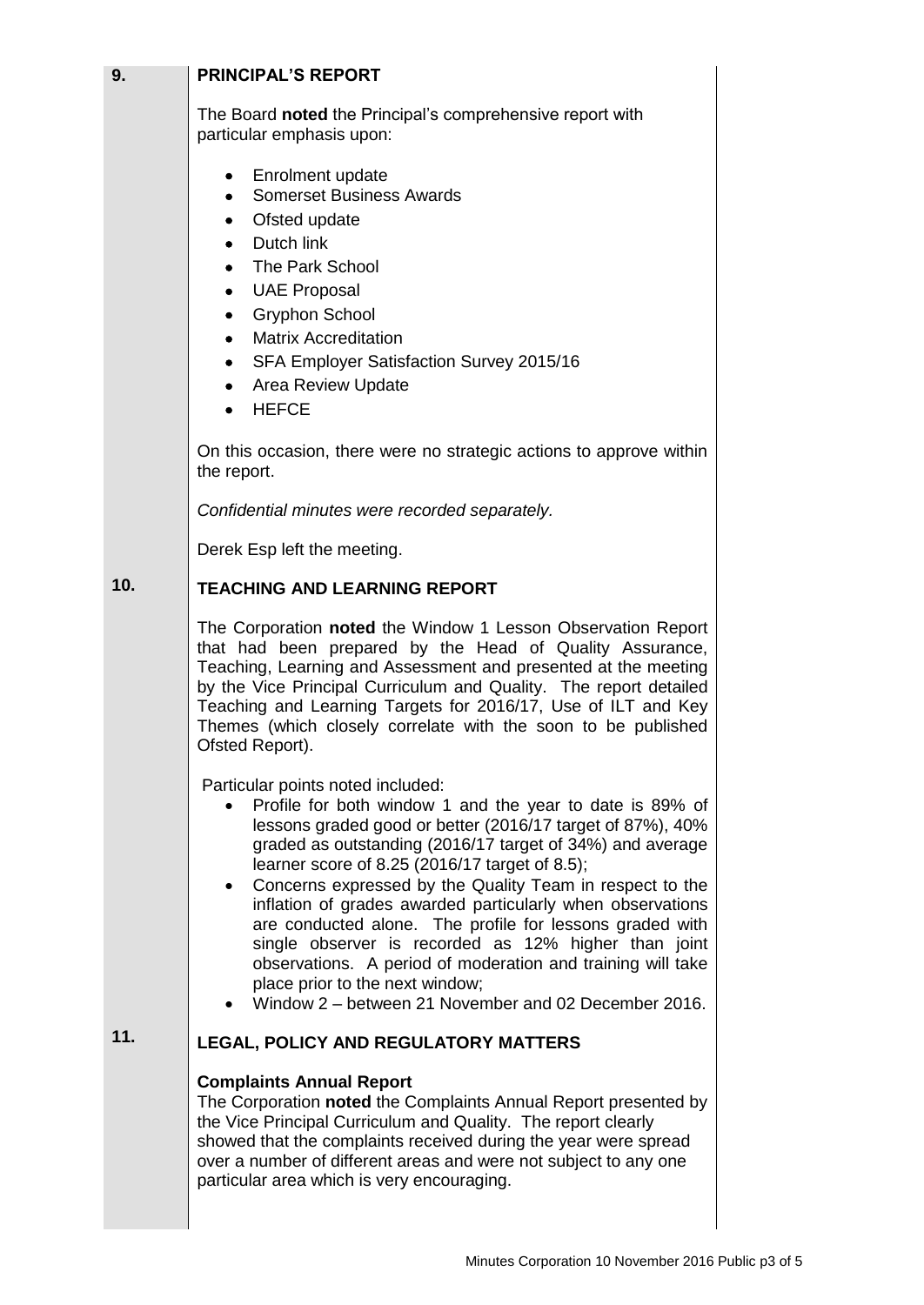## 9. PRINCIPAL'S REPORT

The Board **noted** the Principal's comprehensive report with particular emphasis upon:

- Enrolment update
- Somerset Business Awards
- Ofsted update
- Dutch link
- The Park School
- UAE Proposal
- Gryphon School
- Matrix Accreditation
- SFA Employer Satisfaction Survey 2015/16
- Area Review Update
- HEFCE

On this occasion, there were no strategic actions to approve within the report.

*Confidential minutes were recorded separately.*

Derek Esp left the meeting.

## 10. TEACHING AND LEARNING REPORT

The Corporation **noted** the Window 1 Lesson Observation Report that had been prepared by the Head of Quality Assurance, Teaching, Learning and Assessment and presented at the meeting by the Vice Principal Curriculum and Quality. The report detailed Teaching and Learning Targets for 2016/17, Use of ILT and Key Themes (which closely correlate with the soon to be published Ofsted Report).

Particular points noted included:

- Profile for both window 1 and the year to date is 89% of lessons graded good or better (2016/17 target of 87%), 40% graded as outstanding (2016/17 target of 34%) and average learner score of 8.25 (2016/17 target of 8.5);
- Concerns expressed by the Quality Team in respect to the inflation of grades awarded particularly when observations are conducted alone. The profile for lessons graded with single observer is recorded as 12% higher than joint observations. A period of moderation and training will take place prior to the next window;
- Window 2 – between 21 November and 02 December 2016.

## 11. LEGAL, POLICY AND REGULATORY MATTERS

**Complaints Annual Report**
The Corporation **noted** the Complaints Annual Report presented by the Vice Principal Curriculum and Quality. The report clearly showed that the complaints received during the year were spread over a number of different areas and were not subject to any one particular area which is very encouraging.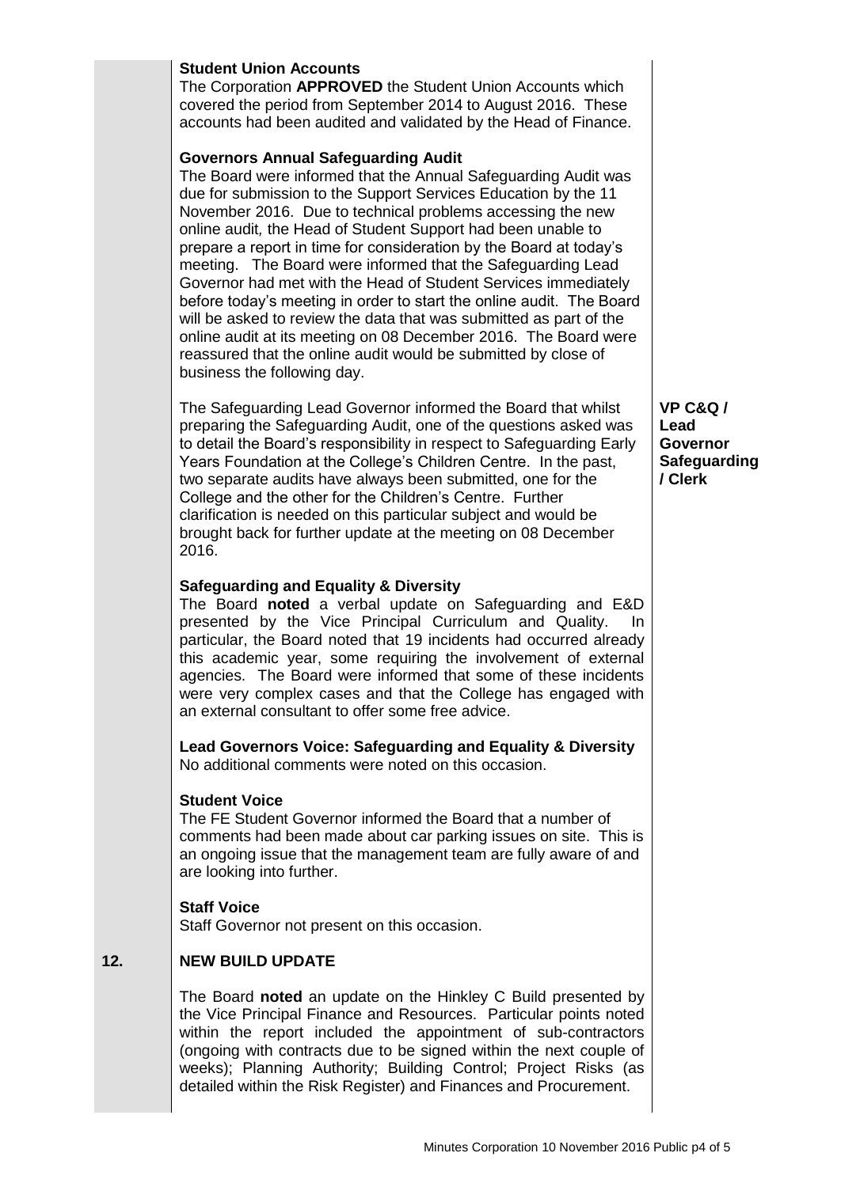**Student Union Accounts**

The Corporation **APPROVED** the Student Union Accounts which covered the period from September 2014 to August 2016. These accounts had been audited and validated by the Head of Finance.

**Governors Annual Safeguarding Audit**

The Board were informed that the Annual Safeguarding Audit was due for submission to the Support Services Education by the 11 November 2016. Due to technical problems accessing the new online audit, the Head of Student Support had been unable to prepare a report in time for consideration by the Board at today's meeting. The Board were informed that the Safeguarding Lead Governor had met with the Head of Student Services immediately before today's meeting in order to start the online audit. The Board will be asked to review the data that was submitted as part of the online audit at its meeting on 08 December 2016. The Board were reassured that the online audit would be submitted by close of business the following day.

The Safeguarding Lead Governor informed the Board that whilst preparing the Safeguarding Audit, one of the questions asked was to detail the Board's responsibility in respect to Safeguarding Early Years Foundation at the College's Children Centre. In the past, two separate audits have always been submitted, one for the College and the other for the Children's Centre. Further clarification is needed on this particular subject and would be brought back for further update at the meeting on 08 December 2016.

**VP C&Q / Lead Governor Safeguarding / Clerk**

**Safeguarding and Equality & Diversity**

The Board **noted** a verbal update on Safeguarding and E&D presented by the Vice Principal Curriculum and Quality. In particular, the Board noted that 19 incidents had occurred already this academic year, some requiring the involvement of external agencies. The Board were informed that some of these incidents were very complex cases and that the College has engaged with an external consultant to offer some free advice.

**Lead Governors Voice: Safeguarding and Equality & Diversity**

No additional comments were noted on this occasion.

**Student Voice**

The FE Student Governor informed the Board that a number of comments had been made about car parking issues on site. This is an ongoing issue that the management team are fully aware of and are looking into further.

**Staff Voice**

Staff Governor not present on this occasion.

## 12. NEW BUILD UPDATE

The Board **noted** an update on the Hinkley C Build presented by the Vice Principal Finance and Resources. Particular points noted within the report included the appointment of sub-contractors (ongoing with contracts due to be signed within the next couple of weeks); Planning Authority; Building Control; Project Risks (as detailed within the Risk Register) and Finances and Procurement.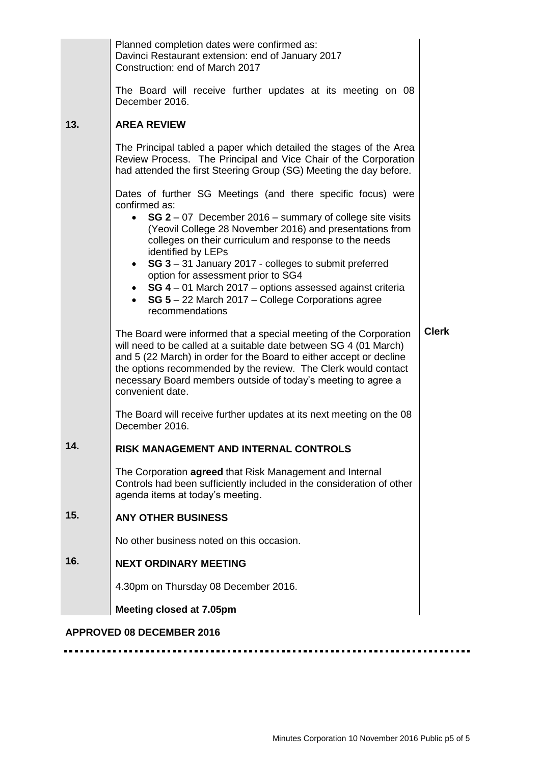Planned completion dates were confirmed as:
Davinci Restaurant extension: end of January 2017
Construction: end of March 2017

The Board will receive further updates at its meeting on 08 December 2016.

**13. AREA REVIEW**

The Principal tabled a paper which detailed the stages of the Area Review Process. The Principal and Vice Chair of the Corporation had attended the first Steering Group (SG) Meeting the day before.

Dates of further SG Meetings (and there specific focus) were confirmed as:

- **SG 2** – 07 December 2016 – summary of college site visits (Yeovil College 28 November 2016) and presentations from colleges on their curriculum and response to the needs identified by LEPs
- **SG 3** – 31 January 2017 - colleges to submit preferred option for assessment prior to SG4
- **SG 4** – 01 March 2017 – options assessed against criteria
- **SG 5** – 22 March 2017 – College Corporations agree recommendations

The Board were informed that a special meeting of the Corporation will need to be called at a suitable date between SG 4 (01 March) and 5 (22 March) in order for the Board to either accept or decline the options recommended by the review. The Clerk would contact necessary Board members outside of today's meeting to agree a convenient date. **Clerk**

The Board will receive further updates at its next meeting on the 08 December 2016.

**14. RISK MANAGEMENT AND INTERNAL CONTROLS**

The Corporation **agreed** that Risk Management and Internal Controls had been sufficiently included in the consideration of other agenda items at today's meeting.

**15. ANY OTHER BUSINESS**

No other business noted on this occasion.

**16. NEXT ORDINARY MEETING**

4.30pm on Thursday 08 December 2016.

**Meeting closed at 7.05pm**

**APPROVED 08 DECEMBER 2016**